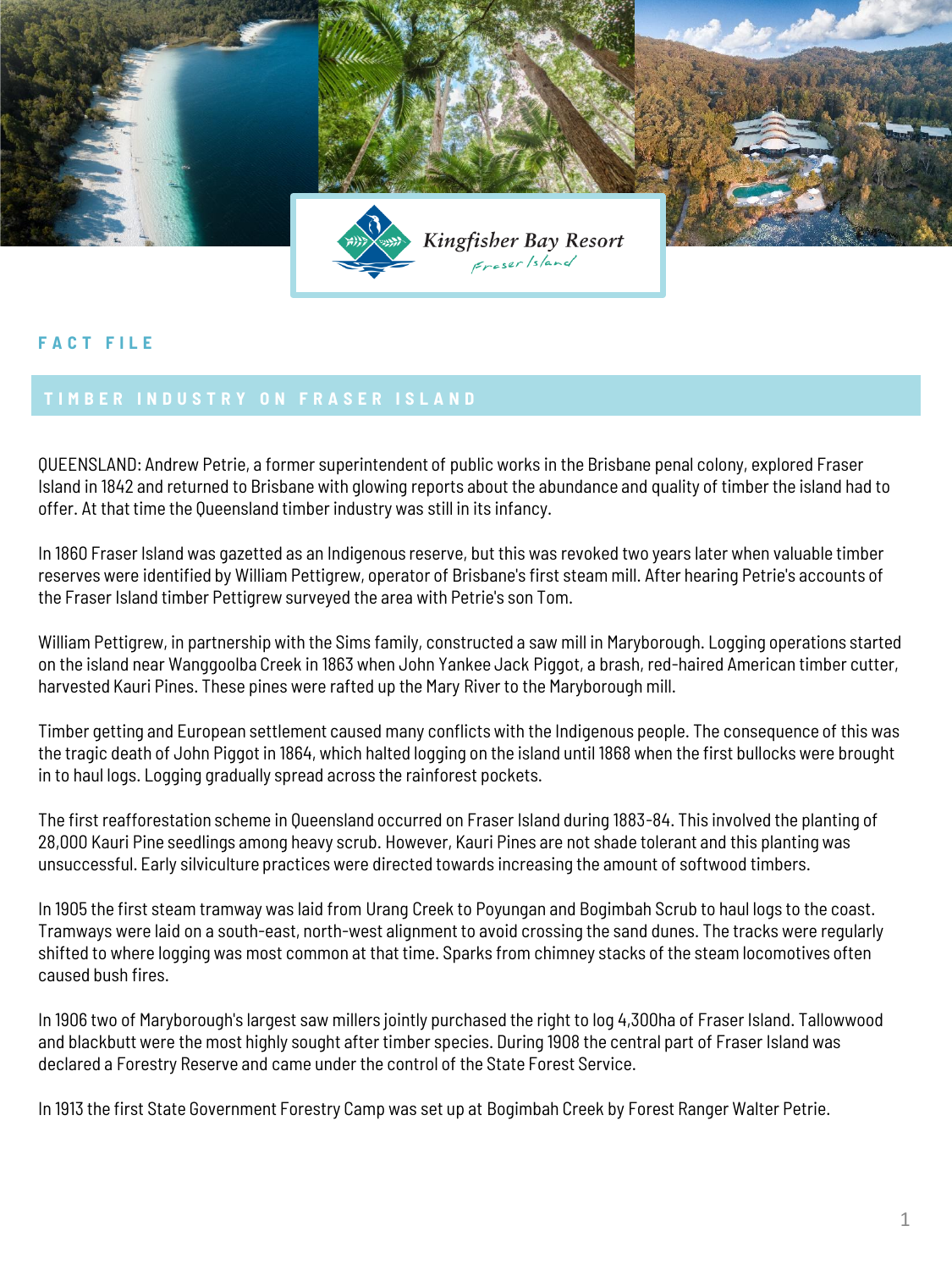Kingfisher Bay Resort
Fraser Island

FACT FILE

## TIMBER INDUSTRY ON FRASER ISLAND

QUEENSLAND: Andrew Petrie, a former superintendent of public works in the Brisbane penal colony, explored Fraser Island in 1842 and returned to Brisbane with glowing reports about the abundance and quality of timber the island had to offer. At that time the Queensland timber industry was still in its infancy.

In 1860 Fraser Island was gazetted as an Indigenous reserve, but this was revoked two years later when valuable timber reserves were identified by William Pettigrew, operator of Brisbane's first steam mill. After hearing Petrie's accounts of the Fraser Island timber Pettigrew surveyed the area with Petrie's son Tom.

William Pettigrew, in partnership with the Sims family, constructed a saw mill in Maryborough. Logging operations started on the island near Wanggoolba Creek in 1863 when John Yankee Jack Piggot, a brash, red-haired American timber cutter, harvested Kauri Pines. These pines were rafted up the Mary River to the Maryborough mill.

Timber getting and European settlement caused many conflicts with the Indigenous people. The consequence of this was the tragic death of John Piggot in 1864, which halted logging on the island until 1868 when the first bullocks were brought in to haul logs. Logging gradually spread across the rainforest pockets.

The first reafforestation scheme in Queensland occurred on Fraser Island during 1883-84. This involved the planting of 28,000 Kauri Pine seedlings among heavy scrub. However, Kauri Pines are not shade tolerant and this planting was unsuccessful. Early silviculture practices were directed towards increasing the amount of softwood timbers.

In 1905 the first steam tramway was laid from Urang Creek to Poyungan and Bogimbah Scrub to haul logs to the coast. Tramways were laid on a south-east, north-west alignment to avoid crossing the sand dunes. The tracks were regularly shifted to where logging was most common at that time. Sparks from chimney stacks of the steam locomotives often caused bush fires.

In 1906 two of Maryborough's largest saw millers jointly purchased the right to log 4,300ha of Fraser Island. Tallowwood and blackbutt were the most highly sought after timber species. During 1908 the central part of Fraser Island was declared a Forestry Reserve and came under the control of the State Forest Service.

In 1913 the first State Government Forestry Camp was set up at Bogimbah Creek by Forest Ranger Walter Petrie.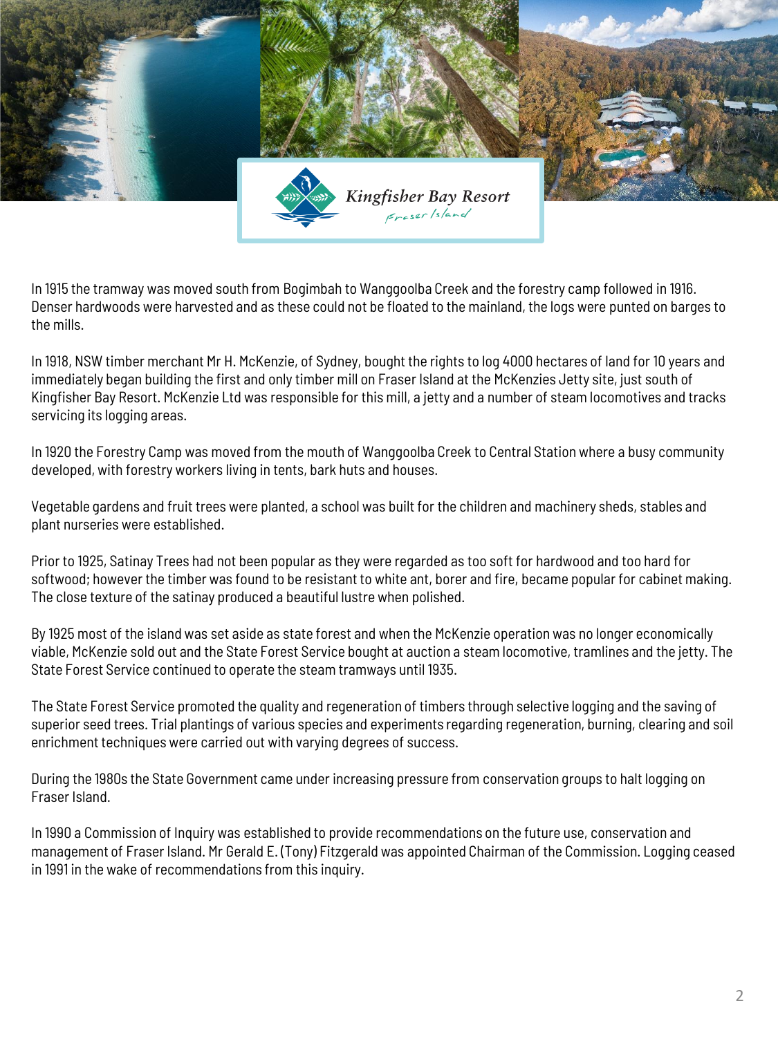In 1915 the tramway was moved south from Bogimbah to Wanggoolba Creek and the forestry camp followed in 1916. Denser hardwoods were harvested and as these could not be floated to the mainland, the logs were punted on barges to the mills.

In 1918, NSW timber merchant Mr H. McKenzie, of Sydney, bought the rights to log 4000 hectares of land for 10 years and immediately began building the first and only timber mill on Fraser Island at the McKenzies Jetty site, just south of Kingfisher Bay Resort. McKenzie Ltd was responsible for this mill, a jetty and a number of steam locomotives and tracks servicing its logging areas.

In 1920 the Forestry Camp was moved from the mouth of Wanggoolba Creek to Central Station where a busy community developed, with forestry workers living in tents, bark huts and houses.

Vegetable gardens and fruit trees were planted, a school was built for the children and machinery sheds, stables and plant nurseries were established.

Prior to 1925, Satinay Trees had not been popular as they were regarded as too soft for hardwood and too hard for softwood; however the timber was found to be resistant to white ant, borer and fire, became popular for cabinet making. The close texture of the satinay produced a beautiful lustre when polished.

By 1925 most of the island was set aside as state forest and when the McKenzie operation was no longer economically viable, McKenzie sold out and the State Forest Service bought at auction a steam locomotive, tramlines and the jetty. The State Forest Service continued to operate the steam tramways until 1935.

The State Forest Service promoted the quality and regeneration of timbers through selective logging and the saving of superior seed trees. Trial plantings of various species and experiments regarding regeneration, burning, clearing and soil enrichment techniques were carried out with varying degrees of success.

During the 1980s the State Government came under increasing pressure from conservation groups to halt logging on Fraser Island.

In 1990 a Commission of Inquiry was established to provide recommendations on the future use, conservation and management of Fraser Island. Mr Gerald E. (Tony) Fitzgerald was appointed Chairman of the Commission. Logging ceased in 1991 in the wake of recommendations from this inquiry.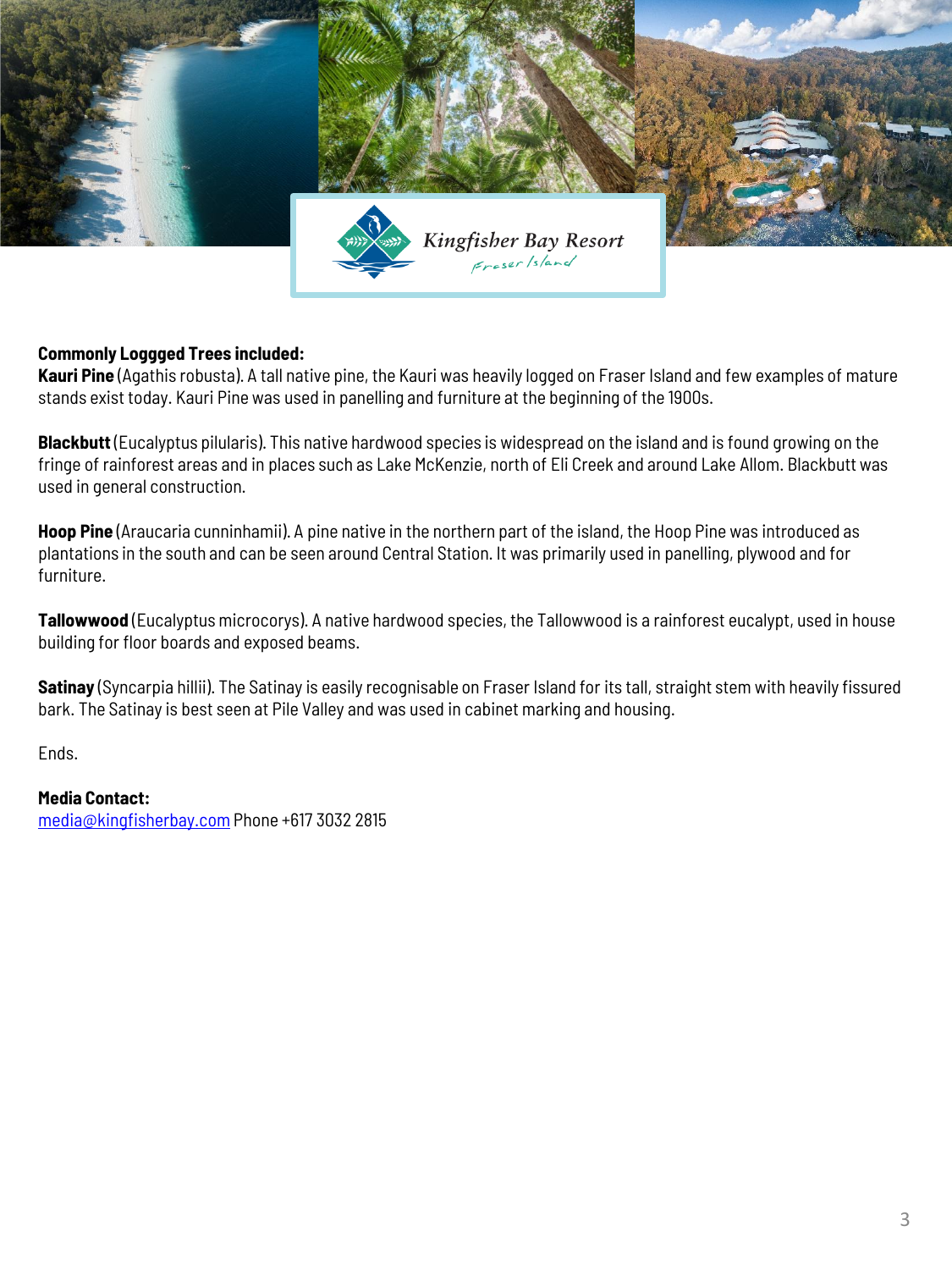**Commonly Loggged Trees included:**

**Kauri Pine** (Agathis robusta). A tall native pine, the Kauri was heavily logged on Fraser Island and few examples of mature stands exist today. Kauri Pine was used in panelling and furniture at the beginning of the 1900s.

**Blackbutt** (Eucalyptus pilularis). This native hardwood species is widespread on the island and is found growing on the fringe of rainforest areas and in places such as Lake McKenzie, north of Eli Creek and around Lake Allom. Blackbutt was used in general construction.

**Hoop Pine** (Araucaria cunninhamii). A pine native in the northern part of the island, the Hoop Pine was introduced as plantations in the south and can be seen around Central Station. It was primarily used in panelling, plywood and for furniture.

**Tallowwood** (Eucalyptus microcorys). A native hardwood species, the Tallowwood is a rainforest eucalypt, used in house building for floor boards and exposed beams.

**Satinay** (Syncarpia hillii). The Satinay is easily recognisable on Fraser Island for its tall, straight stem with heavily fissured bark. The Satinay is best seen at Pile Valley and was used in cabinet marking and housing.

Ends.

**Media Contact:**
media@kingfisherbay.com Phone +617 3032 2815